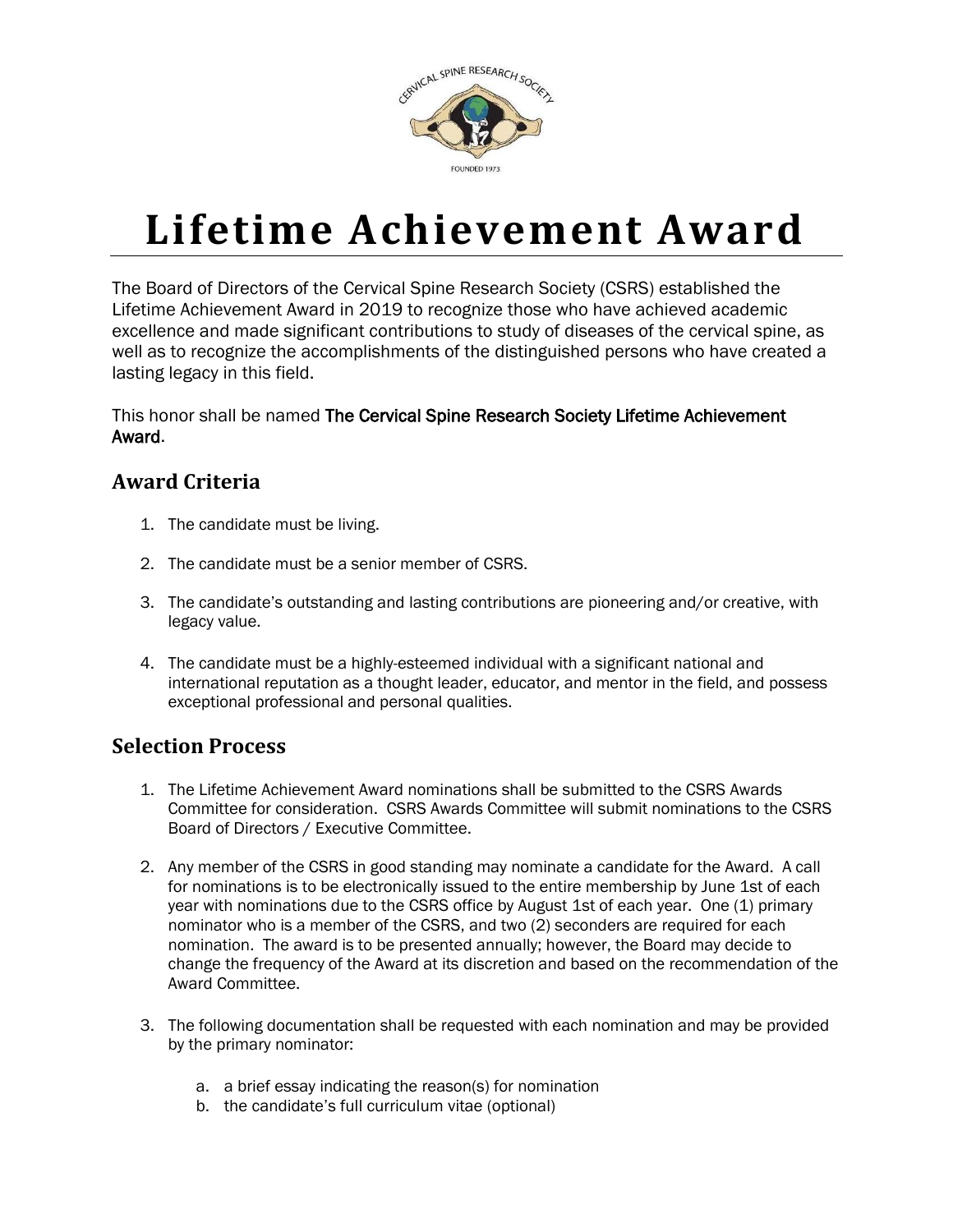# Lifetime Achievement Award

The Board of Directors of the Cervical Spine Research Society (CSRS) established the Lifetime Achievement Award in 2019 to recognize those who have achieved academic excellence and made significant contributions to study of diseases of the cervical spine, as well as to recognize the accomplishments of the distinguished persons who have created a lasting legacy in this field.

This honor shall be named **The Cervical Spine Research Society Lifetime Achievement Award**.

## Award Criteria

1. The candidate must be living.
2. The candidate must be a senior member of CSRS.
3. The candidate's outstanding and lasting contributions are pioneering and/or creative, with legacy value.
4. The candidate must be a highly-esteemed individual with a significant national and international reputation as a thought leader, educator, and mentor in the field, and possess exceptional professional and personal qualities.

## Selection Process

1. The Lifetime Achievement Award nominations shall be submitted to the CSRS Awards Committee for consideration. CSRS Awards Committee will submit nominations to the CSRS Board of Directors / Executive Committee.
2. Any member of the CSRS in good standing may nominate a candidate for the Award. A call for nominations is to be electronically issued to the entire membership by June 1st of each year with nominations due to the CSRS office by August 1st of each year. One (1) primary nominator who is a member of the CSRS, and two (2) seconders are required for each nomination. The award is to be presented annually; however, the Board may decide to change the frequency of the Award at its discretion and based on the recommendation of the Award Committee.
3. The following documentation shall be requested with each nomination and may be provided by the primary nominator:
   a. a brief essay indicating the reason(s) for nomination
   b. the candidate's full curriculum vitae (optional)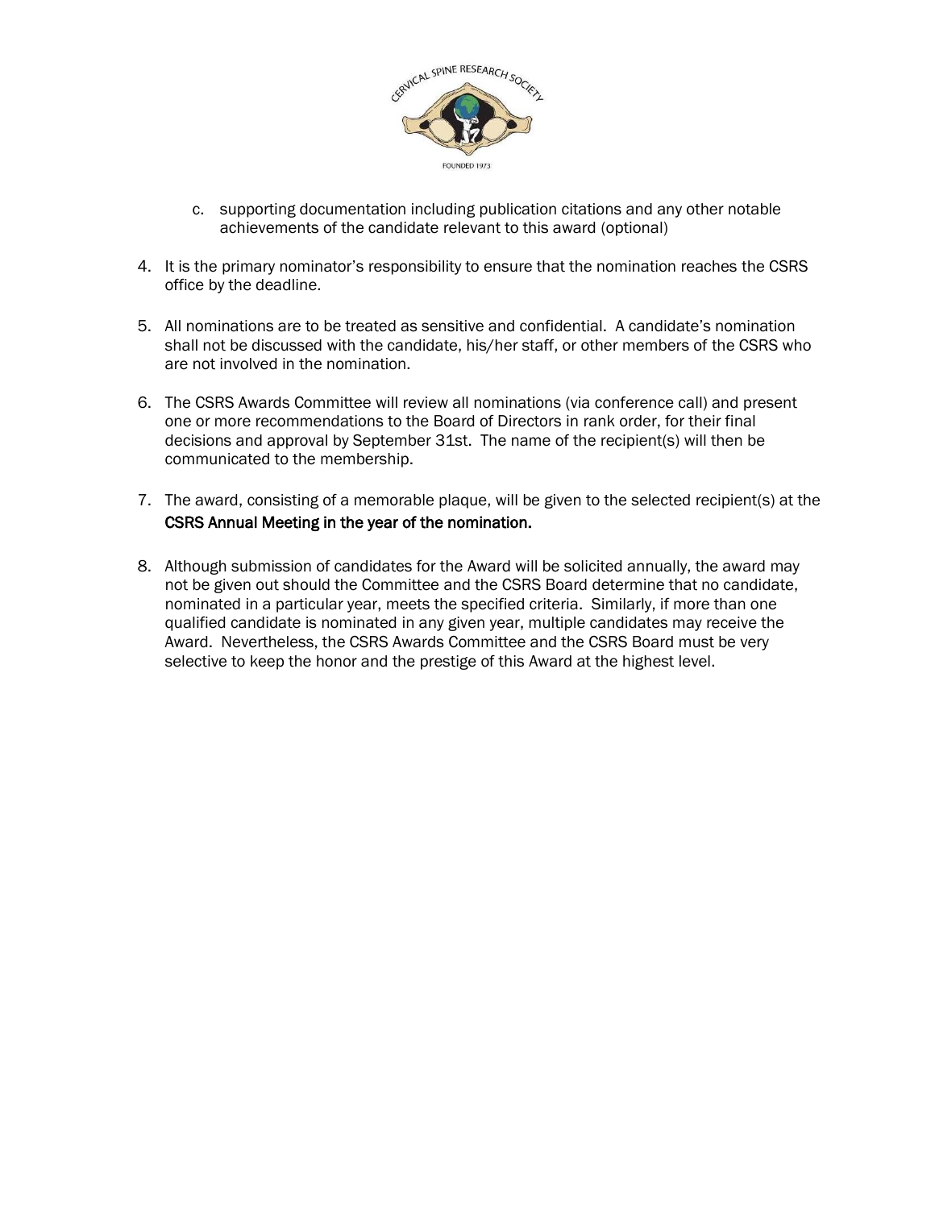c. supporting documentation including publication citations and any other notable achievements of the candidate relevant to this award (optional)

4. It is the primary nominator's responsibility to ensure that the nomination reaches the CSRS office by the deadline.

5. All nominations are to be treated as sensitive and confidential. A candidate's nomination shall not be discussed with the candidate, his/her staff, or other members of the CSRS who are not involved in the nomination.

6. The CSRS Awards Committee will review all nominations (via conference call) and present one or more recommendations to the Board of Directors in rank order, for their final decisions and approval by September 31st. The name of the recipient(s) will then be communicated to the membership.

7. The award, consisting of a memorable plaque, will be given to the selected recipient(s) at the **CSRS Annual Meeting in the year of the nomination.**

8. Although submission of candidates for the Award will be solicited annually, the award may not be given out should the Committee and the CSRS Board determine that no candidate, nominated in a particular year, meets the specified criteria. Similarly, if more than one qualified candidate is nominated in any given year, multiple candidates may receive the Award. Nevertheless, the CSRS Awards Committee and the CSRS Board must be very selective to keep the honor and the prestige of this Award at the highest level.